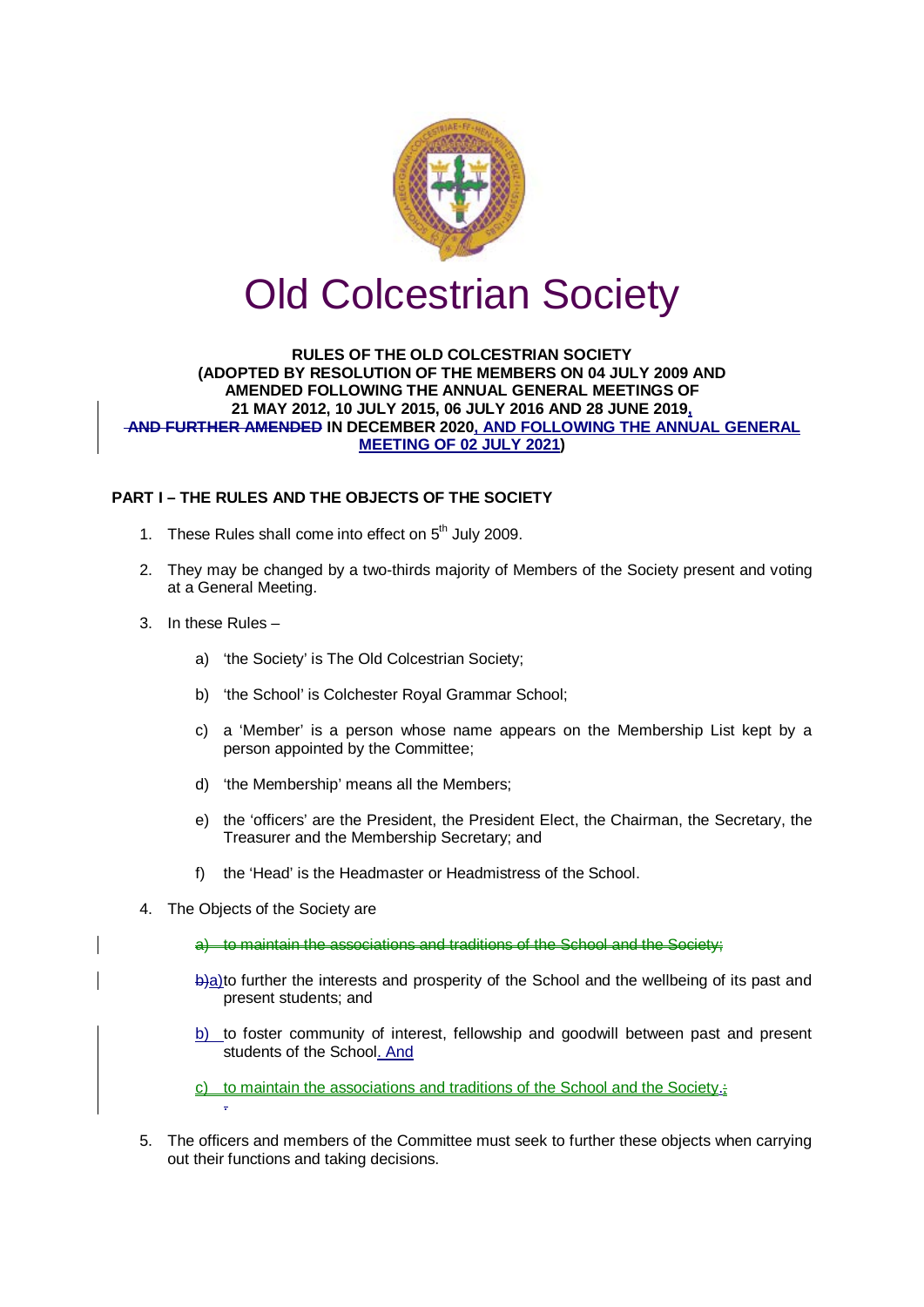# Old Colcestrian Society

**RULES OF THE OLD COLCESTRIAN SOCIETY (ADOPTED BY RESOLUTION OF THE MEMBERS ON 04 JULY 2009 AND AMENDED FOLLOWING THE ANNUAL GENERAL MEETINGS OF 21 MAY 2012, 10 JULY 2015, 06 JULY 2016 AND 28 JUNE 2019, ~~AND FURTHER AMENDED~~ IN DECEMBER 2020, AND FOLLOWING THE ANNUAL GENERAL MEETING OF 02 JULY 2021)**

## PART I – THE RULES AND THE OBJECTS OF THE SOCIETY

1. These Rules shall come into effect on 5th July 2009.

2. They may be changed by a two-thirds majority of Members of the Society present and voting at a General Meeting.

3. In these Rules –

   a) 'the Society' is The Old Colcestrian Society;

   b) 'the School' is Colchester Royal Grammar School;

   c) a 'Member' is a person whose name appears on the Membership List kept by a person appointed by the Committee;

   d) 'the Membership' means all the Members;

   e) the 'officers' are the President, the President Elect, the Chairman, the Secretary, the Treasurer and the Membership Secretary; and

   f) the 'Head' is the Headmaster or Headmistress of the School.

4. The Objects of the Society are

   ~~a) to maintain the associations and traditions of the School and the Society;~~

   ~~b)~~a) to further the interests and prosperity of the School and the wellbeing of its past and present students; and

   b) to foster community of interest, fellowship and goodwill between past and present students of the School. And

   c) to maintain the associations and traditions of the School and the Society.~~;~~

5. The officers and members of the Committee must seek to further these objects when carrying out their functions and taking decisions.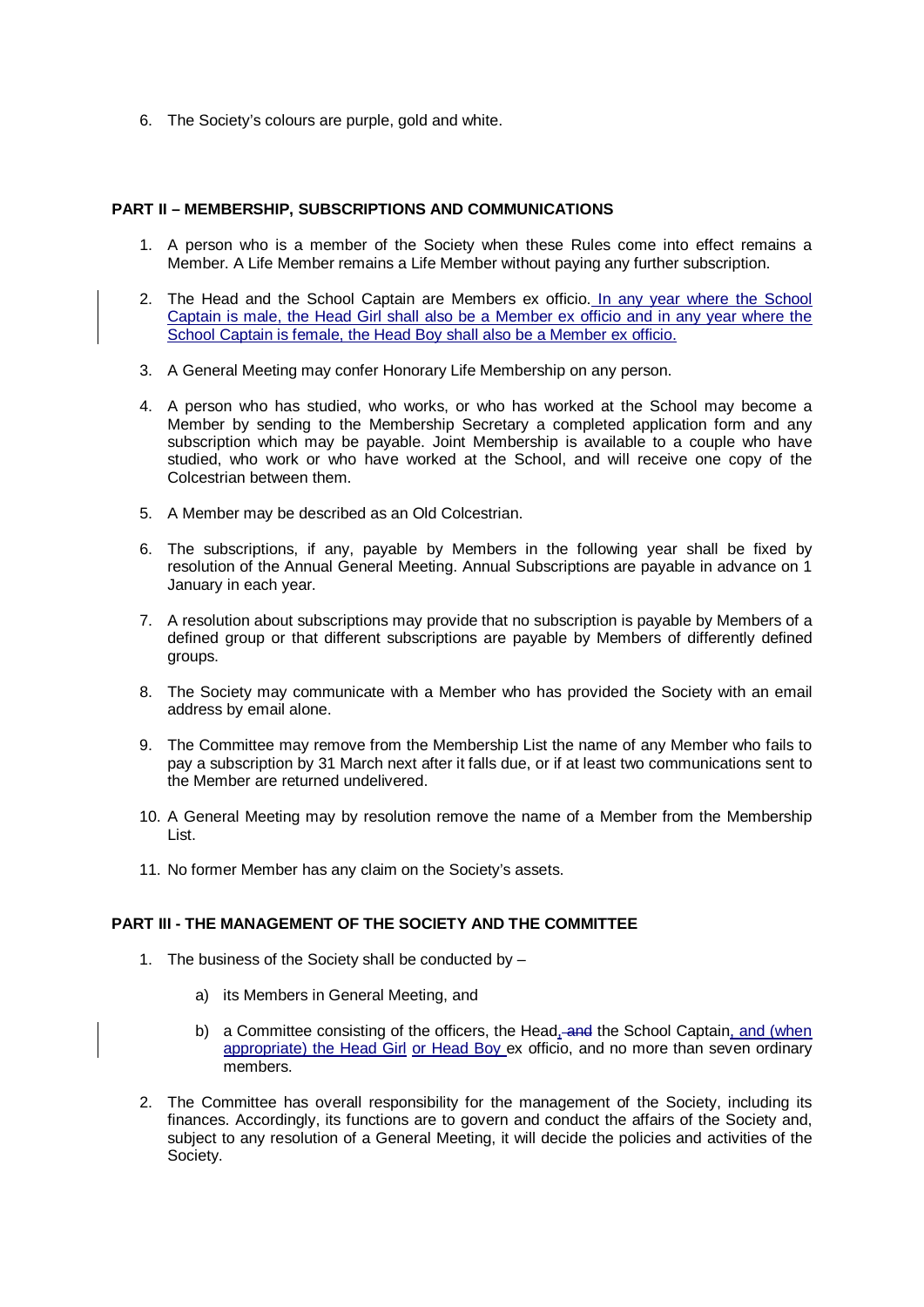6. The Society's colours are purple, gold and white.

**PART II – MEMBERSHIP, SUBSCRIPTIONS AND COMMUNICATIONS**

1. A person who is a member of the Society when these Rules come into effect remains a Member. A Life Member remains a Life Member without paying any further subscription.

2. The Head and the School Captain are Members ex officio. In any year where the School Captain is male, the Head Girl shall also be a Member ex officio and in any year where the School Captain is female, the Head Boy shall also be a Member ex officio.

3. A General Meeting may confer Honorary Life Membership on any person.

4. A person who has studied, who works, or who has worked at the School may become a Member by sending to the Membership Secretary a completed application form and any subscription which may be payable. Joint Membership is available to a couple who have studied, who work or who have worked at the School, and will receive one copy of the Colcestrian between them.

5. A Member may be described as an Old Colcestrian.

6. The subscriptions, if any, payable by Members in the following year shall be fixed by resolution of the Annual General Meeting. Annual Subscriptions are payable in advance on 1 January in each year.

7. A resolution about subscriptions may provide that no subscription is payable by Members of a defined group or that different subscriptions are payable by Members of differently defined groups.

8. The Society may communicate with a Member who has provided the Society with an email address by email alone.

9. The Committee may remove from the Membership List the name of any Member who fails to pay a subscription by 31 March next after it falls due, or if at least two communications sent to the Member are returned undelivered.

10. A General Meeting may by resolution remove the name of a Member from the Membership List.

11. No former Member has any claim on the Society's assets.

**PART III - THE MANAGEMENT OF THE SOCIETY AND THE COMMITTEE**

1. The business of the Society shall be conducted by –

   a) its Members in General Meeting, and

   b) a Committee consisting of the officers, the Head, ~~and~~ the School Captain, and (when appropriate) the Head Girl or Head Boy ex officio, and no more than seven ordinary members.

2. The Committee has overall responsibility for the management of the Society, including its finances. Accordingly, its functions are to govern and conduct the affairs of the Society and, subject to any resolution of a General Meeting, it will decide the policies and activities of the Society.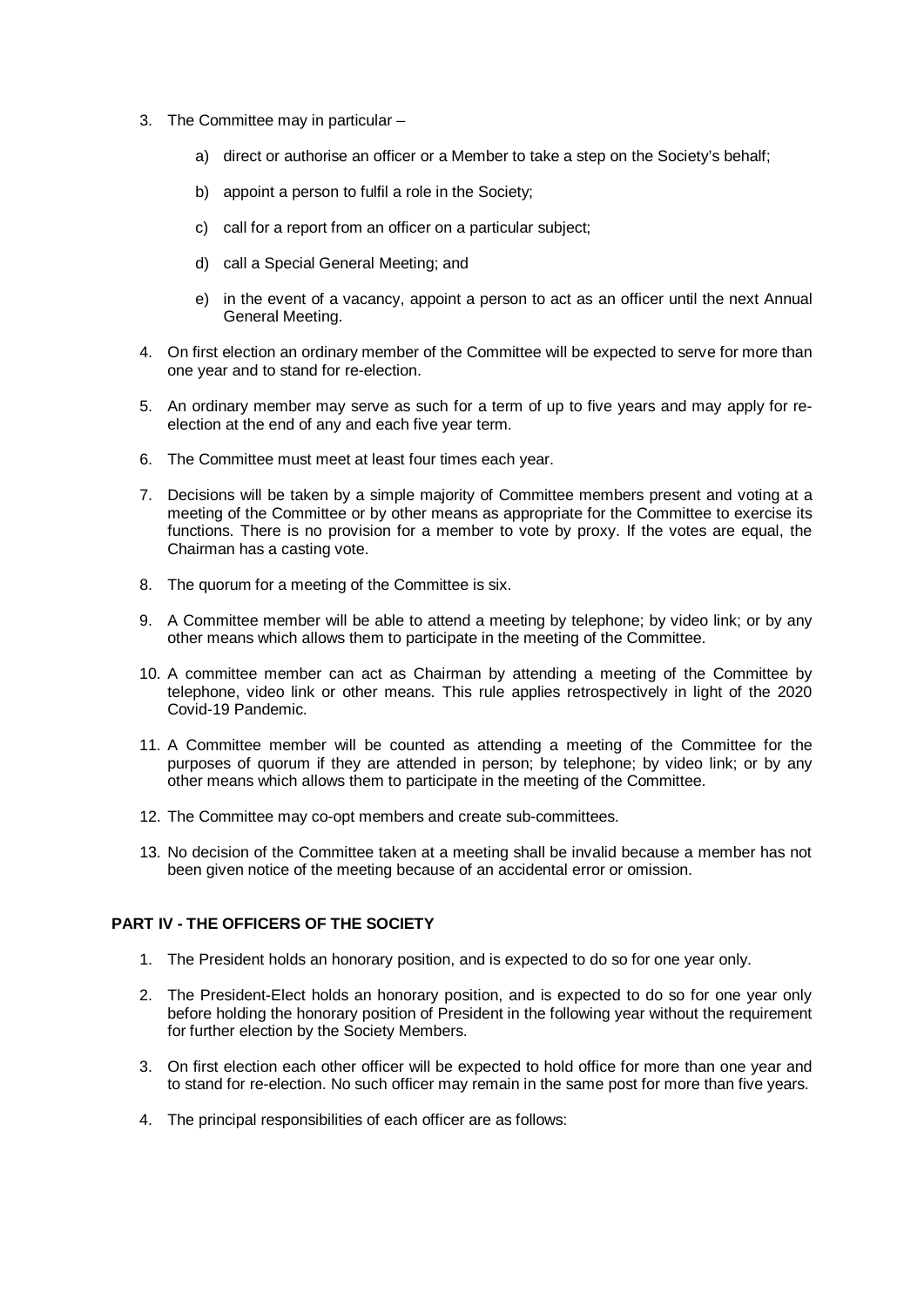3. The Committee may in particular –

    a) direct or authorise an officer or a Member to take a step on the Society's behalf;

    b) appoint a person to fulfil a role in the Society;

    c) call for a report from an officer on a particular subject;

    d) call a Special General Meeting; and

    e) in the event of a vacancy, appoint a person to act as an officer until the next Annual General Meeting.

4. On first election an ordinary member of the Committee will be expected to serve for more than one year and to stand for re-election.

5. An ordinary member may serve as such for a term of up to five years and may apply for re-election at the end of any and each five year term.

6. The Committee must meet at least four times each year.

7. Decisions will be taken by a simple majority of Committee members present and voting at a meeting of the Committee or by other means as appropriate for the Committee to exercise its functions. There is no provision for a member to vote by proxy. If the votes are equal, the Chairman has a casting vote.

8. The quorum for a meeting of the Committee is six.

9. A Committee member will be able to attend a meeting by telephone; by video link; or by any other means which allows them to participate in the meeting of the Committee.

10. A committee member can act as Chairman by attending a meeting of the Committee by telephone, video link or other means. This rule applies retrospectively in light of the 2020 Covid-19 Pandemic.

11. A Committee member will be counted as attending a meeting of the Committee for the purposes of quorum if they are attended in person; by telephone; by video link; or by any other means which allows them to participate in the meeting of the Committee.

12. The Committee may co-opt members and create sub-committees.

13. No decision of the Committee taken at a meeting shall be invalid because a member has not been given notice of the meeting because of an accidental error or omission.

## PART IV - THE OFFICERS OF THE SOCIETY

1. The President holds an honorary position, and is expected to do so for one year only.

2. The President-Elect holds an honorary position, and is expected to do so for one year only before holding the honorary position of President in the following year without the requirement for further election by the Society Members.

3. On first election each other officer will be expected to hold office for more than one year and to stand for re-election. No such officer may remain in the same post for more than five years.

4. The principal responsibilities of each officer are as follows: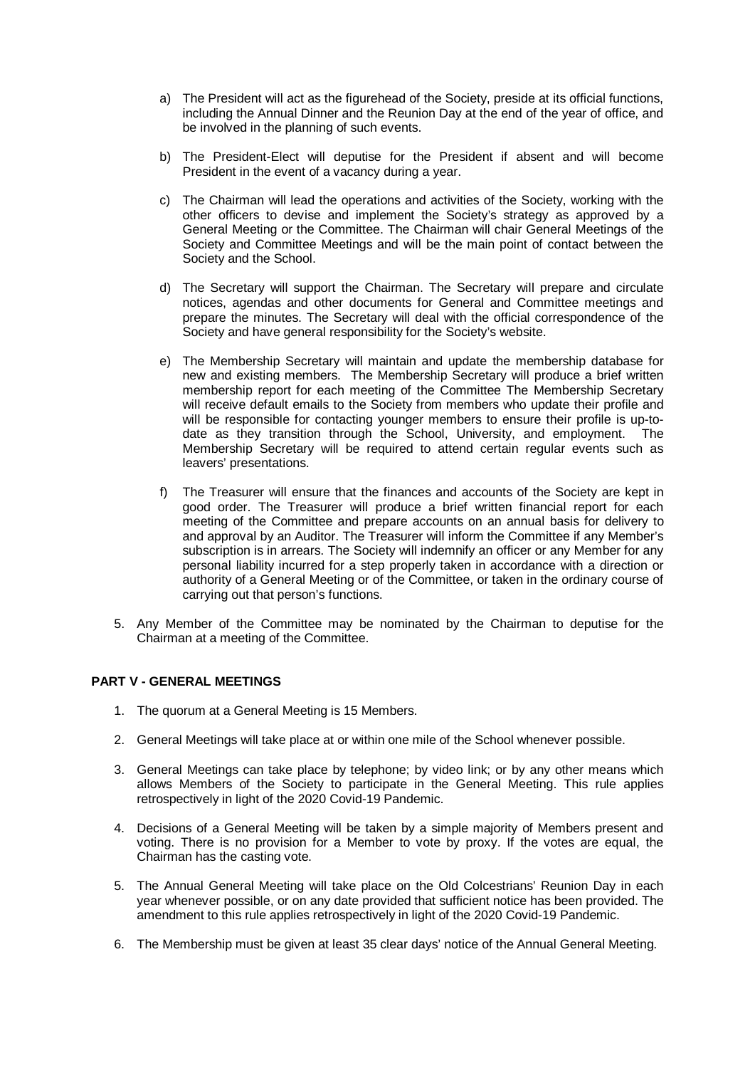a) The President will act as the figurehead of the Society, preside at its official functions, including the Annual Dinner and the Reunion Day at the end of the year of office, and be involved in the planning of such events.

b) The President-Elect will deputise for the President if absent and will become President in the event of a vacancy during a year.

c) The Chairman will lead the operations and activities of the Society, working with the other officers to devise and implement the Society's strategy as approved by a General Meeting or the Committee. The Chairman will chair General Meetings of the Society and Committee Meetings and will be the main point of contact between the Society and the School.

d) The Secretary will support the Chairman. The Secretary will prepare and circulate notices, agendas and other documents for General and Committee meetings and prepare the minutes. The Secretary will deal with the official correspondence of the Society and have general responsibility for the Society's website.

e) The Membership Secretary will maintain and update the membership database for new and existing members. The Membership Secretary will produce a brief written membership report for each meeting of the Committee The Membership Secretary will receive default emails to the Society from members who update their profile and will be responsible for contacting younger members to ensure their profile is up-to-date as they transition through the School, University, and employment. The Membership Secretary will be required to attend certain regular events such as leavers' presentations.

f) The Treasurer will ensure that the finances and accounts of the Society are kept in good order. The Treasurer will produce a brief written financial report for each meeting of the Committee and prepare accounts on an annual basis for delivery to and approval by an Auditor. The Treasurer will inform the Committee if any Member's subscription is in arrears. The Society will indemnify an officer or any Member for any personal liability incurred for a step properly taken in accordance with a direction or authority of a General Meeting or of the Committee, or taken in the ordinary course of carrying out that person's functions.

5. Any Member of the Committee may be nominated by the Chairman to deputise for the Chairman at a meeting of the Committee.

**PART V - GENERAL MEETINGS**

1. The quorum at a General Meeting is 15 Members.
2. General Meetings will take place at or within one mile of the School whenever possible.
3. General Meetings can take place by telephone; by video link; or by any other means which allows Members of the Society to participate in the General Meeting. This rule applies retrospectively in light of the 2020 Covid-19 Pandemic.
4. Decisions of a General Meeting will be taken by a simple majority of Members present and voting. There is no provision for a Member to vote by proxy. If the votes are equal, the Chairman has the casting vote.
5. The Annual General Meeting will take place on the Old Colcestrians' Reunion Day in each year whenever possible, or on any date provided that sufficient notice has been provided. The amendment to this rule applies retrospectively in light of the 2020 Covid-19 Pandemic.
6. The Membership must be given at least 35 clear days' notice of the Annual General Meeting.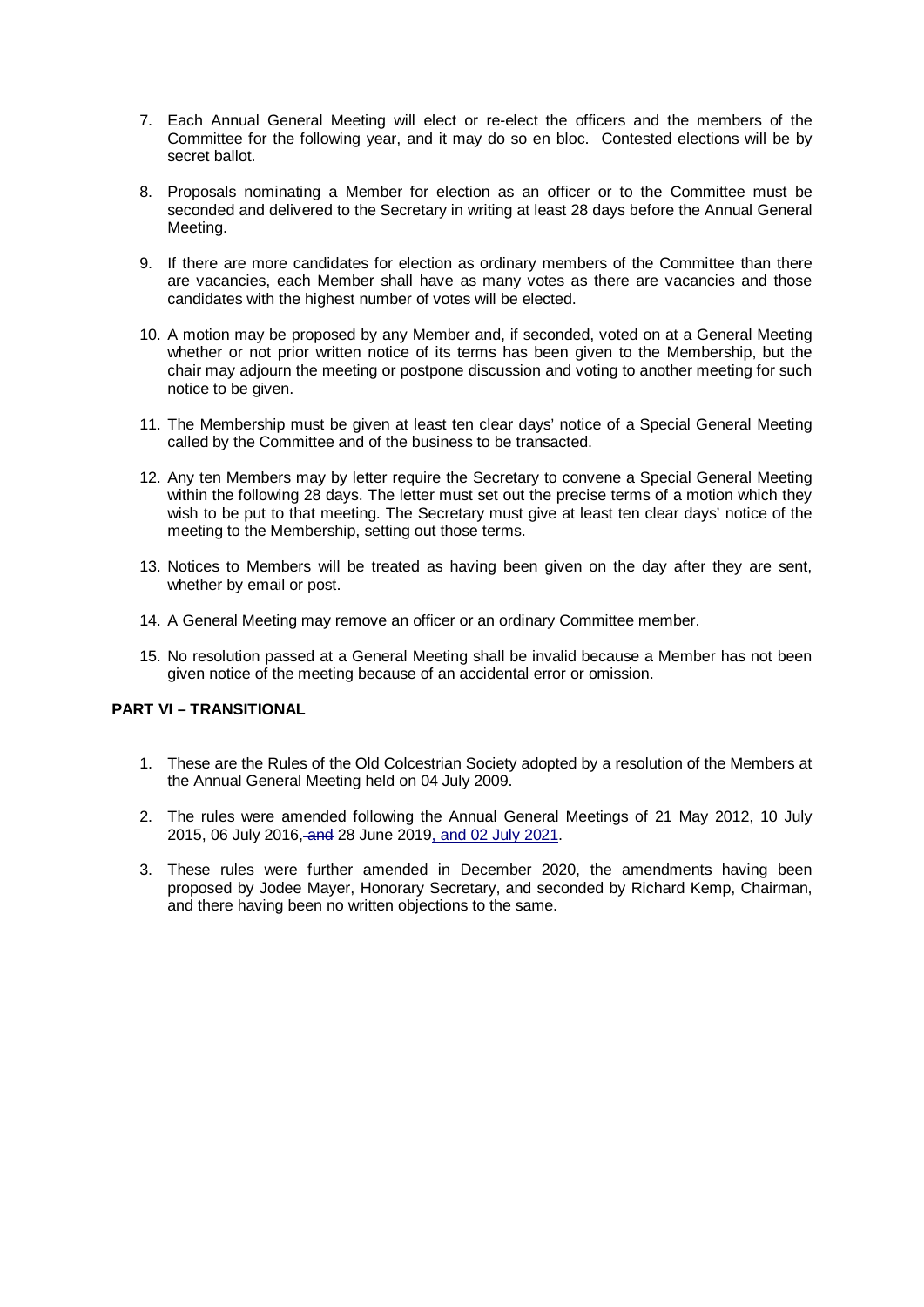7. Each Annual General Meeting will elect or re-elect the officers and the members of the Committee for the following year, and it may do so en bloc. Contested elections will be by secret ballot.

8. Proposals nominating a Member for election as an officer or to the Committee must be seconded and delivered to the Secretary in writing at least 28 days before the Annual General Meeting.

9. If there are more candidates for election as ordinary members of the Committee than there are vacancies, each Member shall have as many votes as there are vacancies and those candidates with the highest number of votes will be elected.

10. A motion may be proposed by any Member and, if seconded, voted on at a General Meeting whether or not prior written notice of its terms has been given to the Membership, but the chair may adjourn the meeting or postpone discussion and voting to another meeting for such notice to be given.

11. The Membership must be given at least ten clear days' notice of a Special General Meeting called by the Committee and of the business to be transacted.

12. Any ten Members may by letter require the Secretary to convene a Special General Meeting within the following 28 days. The letter must set out the precise terms of a motion which they wish to be put to that meeting. The Secretary must give at least ten clear days' notice of the meeting to the Membership, setting out those terms.

13. Notices to Members will be treated as having been given on the day after they are sent, whether by email or post.

14. A General Meeting may remove an officer or an ordinary Committee member.

15. No resolution passed at a General Meeting shall be invalid because a Member has not been given notice of the meeting because of an accidental error or omission.

## PART VI – TRANSITIONAL

1. These are the Rules of the Old Colcestrian Society adopted by a resolution of the Members at the Annual General Meeting held on 04 July 2009.

2. The rules were amended following the Annual General Meetings of 21 May 2012, 10 July 2015, 06 July 2016,~~ and~~ 28 June 2019, and 02 July 2021.

3. These rules were further amended in December 2020, the amendments having been proposed by Jodee Mayer, Honorary Secretary, and seconded by Richard Kemp, Chairman, and there having been no written objections to the same.